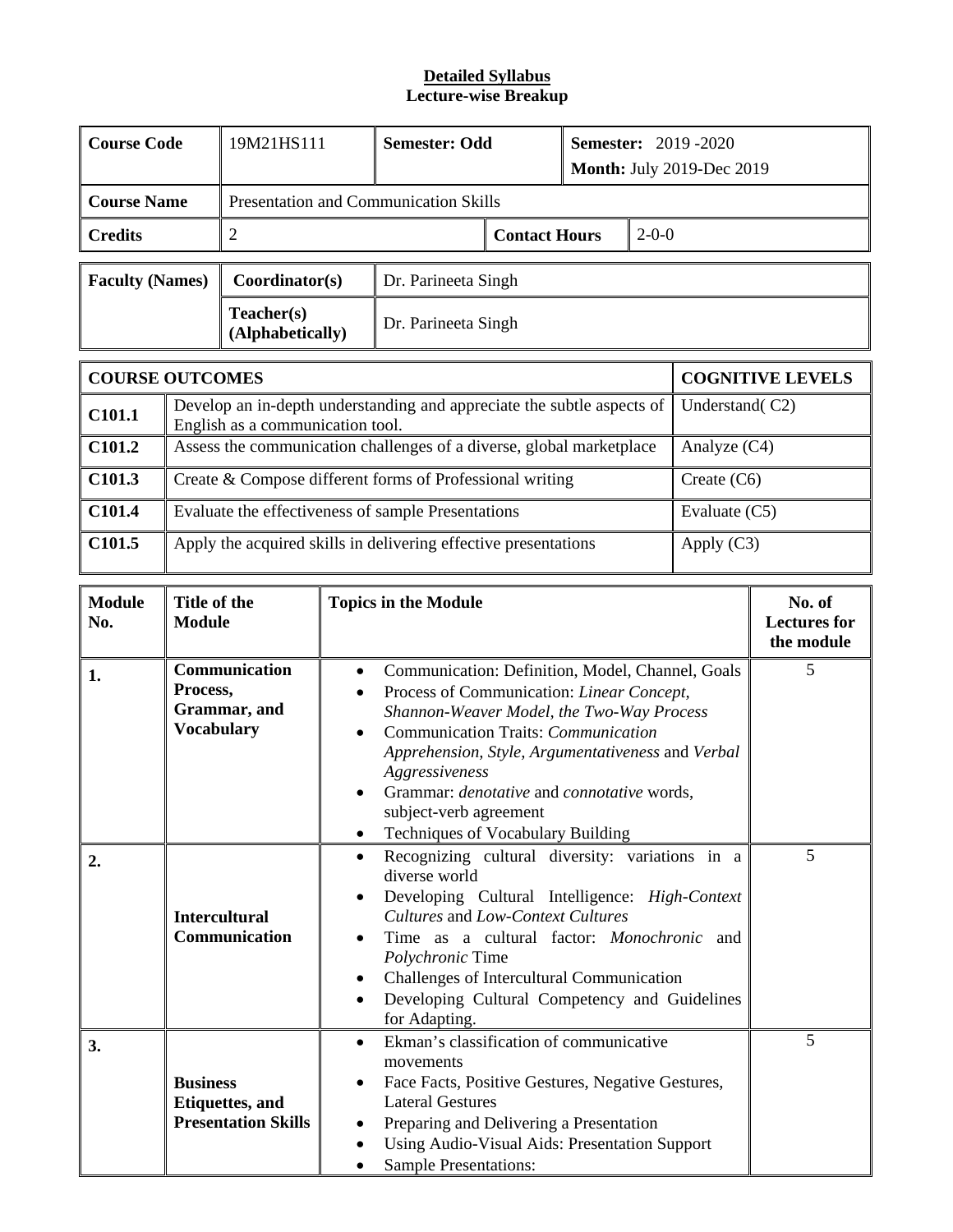**Detailed Syllabus**
**Lecture-wise Breakup**

| **Course Code** | 19M21HS111 | **Semester: Odd** | **Semester:** 2019 -2020 **Month:** July 2019-Dec 2019 |
|---|---|---|---|
| **Course Name** | Presentation and Communication Skills | | |
| **Credits** | 2 | **Contact Hours** | 2-0-0 |

| **Faculty (Names)** | **Coordinator(s)** | Dr. Parineeta Singh |
|---|---|---|
| | **Teacher(s) (Alphabetically)** | Dr. Parineeta Singh |

| **COURSE OUTCOMES** | | **COGNITIVE LEVELS** |
|---|---|---|
| **C101.1** | Develop an in-depth understanding and appreciate the subtle aspects of English as a communication tool. | Understand( C2) |
| **C101.2** | Assess the communication challenges of a diverse, global marketplace | Analyze (C4) |
| **C101.3** | Create & Compose different forms of Professional writing | Create (C6) |
| **C101.4** | Evaluate the effectiveness of sample Presentations | Evaluate (C5) |
| **C101.5** | Apply the acquired skills in delivering effective presentations | Apply (C3) |

| **Module No.** | **Title of the Module** | **Topics in the Module** | **No. of Lectures for the module** |
|---|---|---|---|
| **1.** | **Communication Process, Grammar, and Vocabulary** | • Communication: Definition, Model, Channel, Goals <br> • Process of Communication: *Linear Concept, Shannon-Weaver Model, the Two-Way Process* <br> • Communication Traits: *Communication Apprehension, Style, Argumentativeness* and *Verbal Aggressiveness* <br> • Grammar: *denotative* and *connotative* words, subject-verb agreement <br> • Techniques of Vocabulary Building | 5 |
| **2.** | **Intercultural Communication** | • Recognizing cultural diversity: variations in a diverse world <br> • Developing Cultural Intelligence: *High-Context Cultures* and *Low-Context Cultures* <br> • Time as a cultural factor: *Monochronic* and *Polychronic* Time <br> • Challenges of Intercultural Communication <br> • Developing Cultural Competency and Guidelines for Adapting. | 5 |
| **3.** | **Business Etiquettes, and Presentation Skills** | • Ekman's classification of communicative movements <br> • Face Facts, Positive Gestures, Negative Gestures, Lateral Gestures <br> • Preparing and Delivering a Presentation <br> • Using Audio-Visual Aids: Presentation Support <br> • Sample Presentations: | 5 |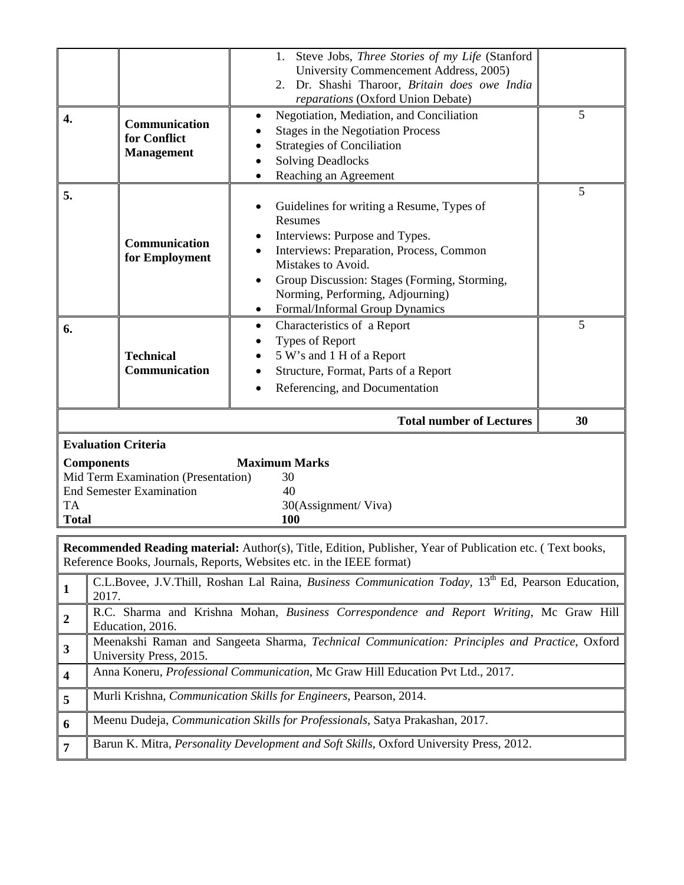| | | | |
|---|---|---|---|
| | | 1. Steve Jobs, *Three Stories of my Life* (Stanford University Commencement Address, 2005)<br>2. Dr. Shashi Tharoor, *Britain does owe India reparations* (Oxford Union Debate) | |
| **4.** | **Communication for Conflict Management** | • Negotiation, Mediation, and Conciliation<br>• Stages in the Negotiation Process<br>• Strategies of Conciliation<br>• Solving Deadlocks<br>• Reaching an Agreement | 5 |
| **5.** | **Communication for Employment** | • Guidelines for writing a Resume, Types of Resumes<br>• Interviews: Purpose and Types.<br>• Interviews: Preparation, Process, Common Mistakes to Avoid.<br>• Group Discussion: Stages (Forming, Storming, Norming, Performing, Adjourning)<br>• Formal/Informal Group Dynamics | 5 |
| **6.** | **Technical Communication** | • Characteristics of a Report<br>• Types of Report<br>• 5 W's and 1 H of a Report<br>• Structure, Format, Parts of a Report<br>• Referencing, and Documentation | 5 |
| | | **Total number of Lectures** | **30** |

**Evaluation Criteria**

| Components | Maximum Marks |
|---|---|
| Mid Term Examination (Presentation) | 30 |
| End Semester Examination | 40 |
| TA | 30(Assignment/ Viva) |
| **Total** | **100** |

**Recommended Reading material:** Author(s), Title, Edition, Publisher, Year of Publication etc. ( Text books, Reference Books, Journals, Reports, Websites etc. in the IEEE format)

| | |
|---|---|
| **1** | C.L.Bovee, J.V.Thill, Roshan Lal Raina, *Business Communication Today*, 13th Ed, Pearson Education, 2017. |
| **2** | R.C. Sharma and Krishna Mohan, *Business Correspondence and Report Writing*, Mc Graw Hill Education, 2016. |
| **3** | Meenakshi Raman and Sangeeta Sharma, *Technical Communication: Principles and Practice*, Oxford University Press, 2015. |
| **4** | Anna Koneru, *Professional Communication*, Mc Graw Hill Education Pvt Ltd., 2017. |
| **5** | Murli Krishna, *Communication Skills for Engineers*, Pearson, 2014. |
| **6** | Meenu Dudeja, *Communication Skills for Professionals*, Satya Prakashan, 2017. |
| **7** | Barun K. Mitra, *Personality Development and Soft Skills*, Oxford University Press, 2012. |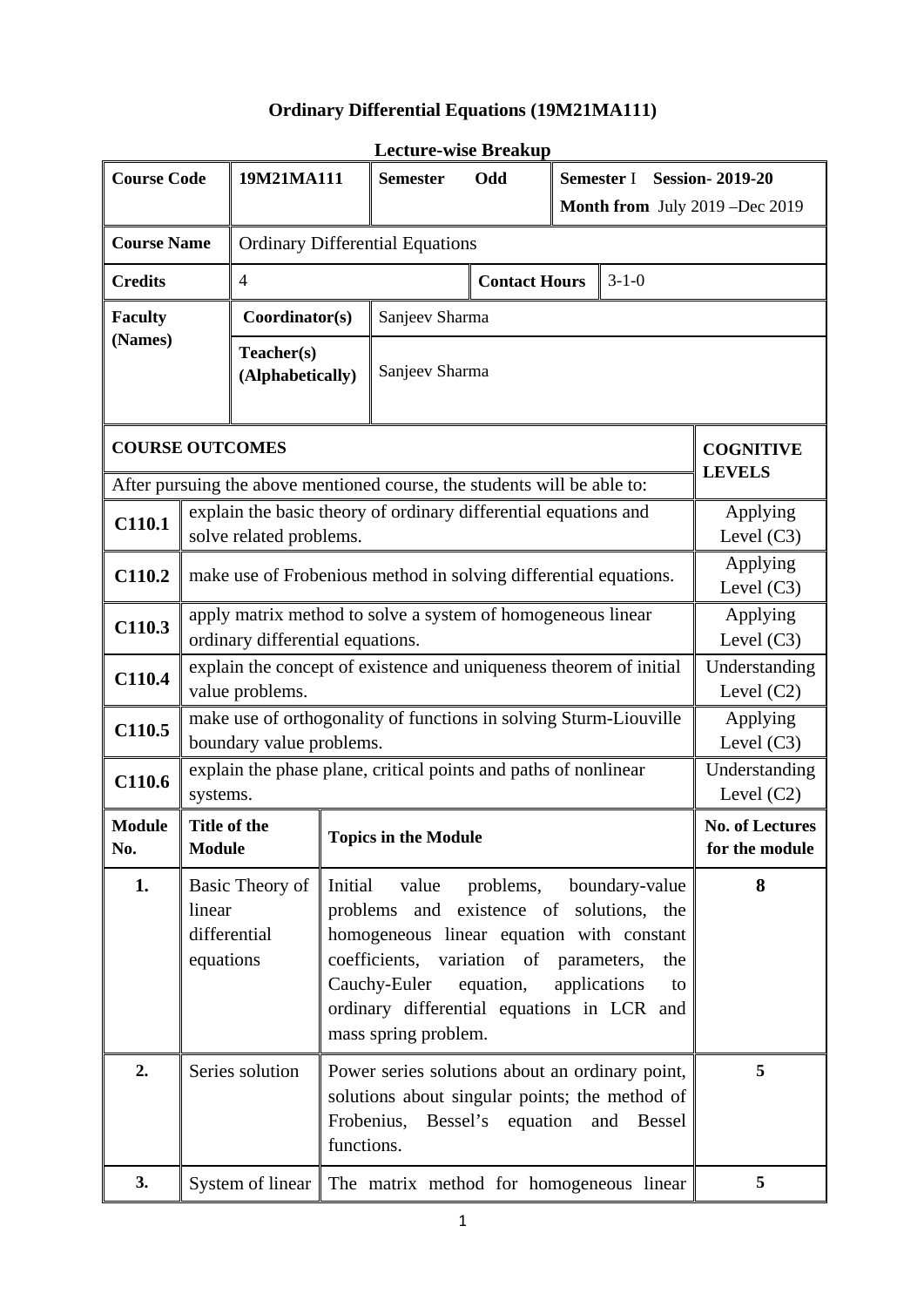# Ordinary Differential Equations (19M21MA111)

## Lecture-wise Breakup

| Course Code | 19M21MA111 | Semester Odd | Semester I Session- 2019-20 Month from July 2019 –Dec 2019 |
|---|---|---|---|
| Course Name | Ordinary Differential Equations | | |
| Credits | 4 | Contact Hours | 3-1-0 |
| Faculty (Names) | Coordinator(s) | Sanjeev Sharma | |
| | Teacher(s) (Alphabetically) | Sanjeev Sharma | |

| COURSE OUTCOMES | | COGNITIVE LEVELS |
|---|---|---|
| After pursuing the above mentioned course, the students will be able to: | | |
| C110.1 | explain the basic theory of ordinary differential equations and solve related problems. | Applying Level (C3) |
| C110.2 | make use of Frobenious method in solving differential equations. | Applying Level (C3) |
| C110.3 | apply matrix method to solve a system of homogeneous linear ordinary differential equations. | Applying Level (C3) |
| C110.4 | explain the concept of existence and uniqueness theorem of initial value problems. | Understanding Level (C2) |
| C110.5 | make use of orthogonality of functions in solving Sturm-Liouville boundary value problems. | Applying Level (C3) |
| C110.6 | explain the phase plane, critical points and paths of nonlinear systems. | Understanding Level (C2) |

| Module No. | Title of the Module | Topics in the Module | No. of Lectures for the module |
|---|---|---|---|
| 1. | Basic Theory of linear differential equations | Initial value problems, boundary-value problems and existence of solutions, the homogeneous linear equation with constant coefficients, variation of parameters, the Cauchy-Euler equation, applications to ordinary differential equations in LCR and mass spring problem. | 8 |
| 2. | Series solution | Power series solutions about an ordinary point, solutions about singular points; the method of Frobenius, Bessel's equation and Bessel functions. | 5 |
| 3. | System of linear | The matrix method for homogeneous linear | 5 |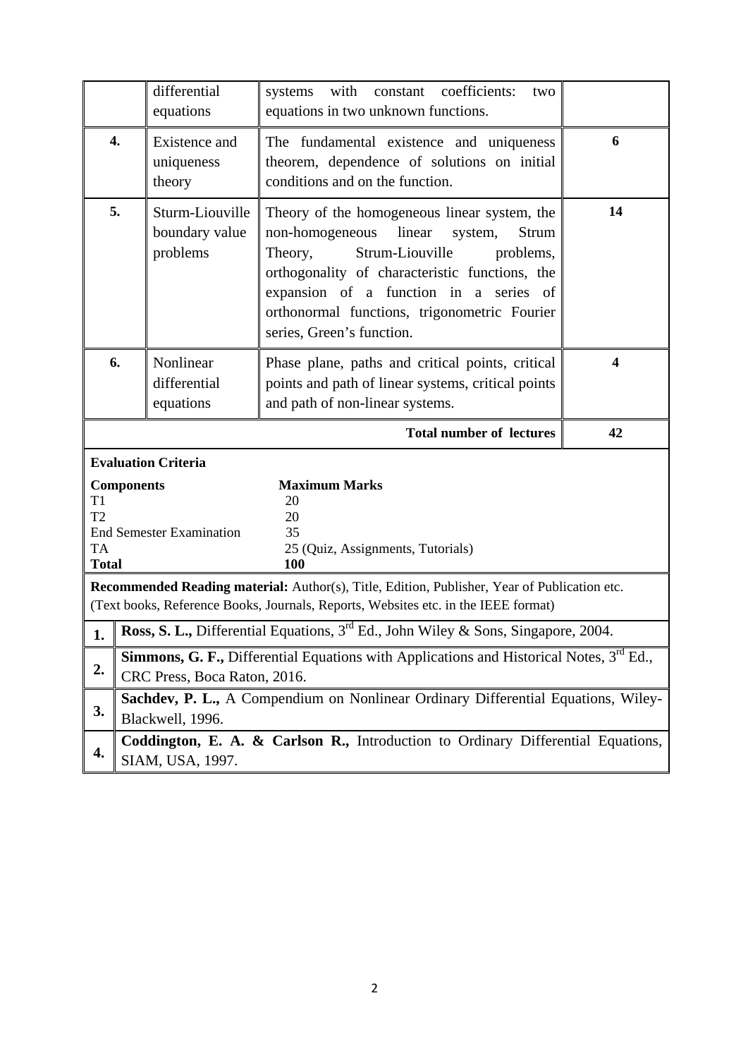|  | differential equations | systems with constant coefficients: two equations in two unknown functions. |  |
|---|---|---|---|
| **4.** | Existence and uniqueness theory | The fundamental existence and uniqueness theorem, dependence of solutions on initial conditions and on the function. | **6** |
| **5.** | Sturm-Liouville boundary value problems | Theory of the homogeneous linear system, the non-homogeneous linear system, Strum Theory, Strum-Liouville problems, orthogonality of characteristic functions, the expansion of a function in a series of orthonormal functions, trigonometric Fourier series, Green's function. | **14** |
| **6.** | Nonlinear differential equations | Phase plane, paths and critical points, critical points and path of linear systems, critical points and path of non-linear systems. | **4** |
|  |  | **Total number of lectures** | **42** |

**Evaluation Criteria**

| **Components** | **Maximum Marks** |
|---|---|
| T1 | 20 |
| T2 | 20 |
| End Semester Examination | 35 |
| TA | 25 (Quiz, Assignments, Tutorials) |
| **Total** | **100** |

**Recommended Reading material:** Author(s), Title, Edition, Publisher, Year of Publication etc. (Text books, Reference Books, Journals, Reports, Websites etc. in the IEEE format)

| | |
|---|---|
| **1.** | **Ross, S. L.,** Differential Equations, 3rd Ed., John Wiley & Sons, Singapore, 2004. |
| **2.** | **Simmons, G. F.,** Differential Equations with Applications and Historical Notes, 3rd Ed., CRC Press, Boca Raton, 2016. |
| **3.** | **Sachdev, P. L.,** A Compendium on Nonlinear Ordinary Differential Equations, Wiley-Blackwell, 1996. |
| **4.** | **Coddington, E. A. & Carlson R.,** Introduction to Ordinary Differential Equations, SIAM, USA, 1997. |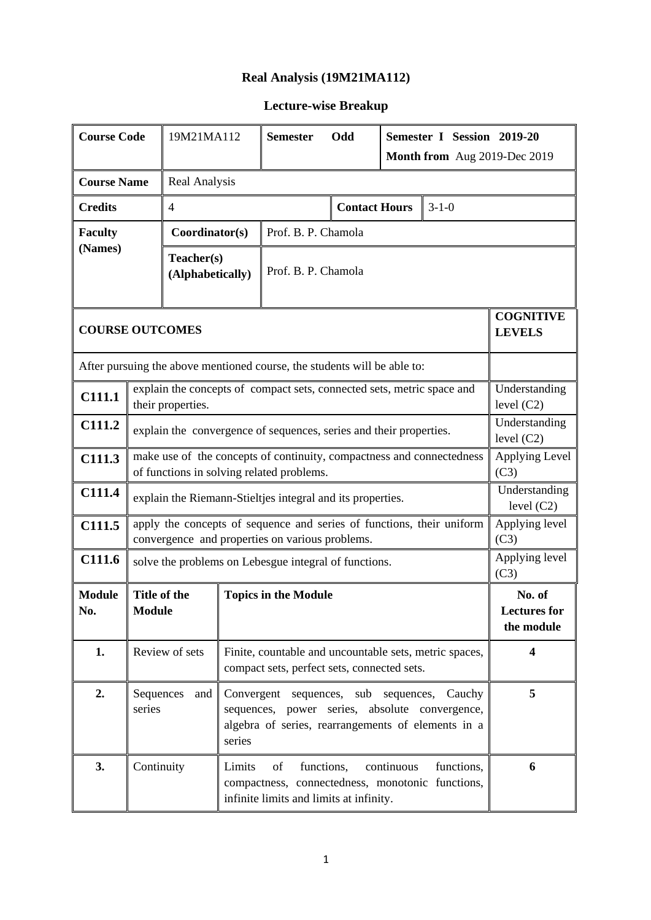# Real Analysis (19M21MA112)

## Lecture-wise Breakup

| **Course Code** | 19M21MA112 | **Semester** Odd | **Semester I Session 2019-20** **Month from** Aug 2019-Dec 2019 |
|---|---|---|---|
| **Course Name** | Real Analysis | | |
| **Credits** | 4 | **Contact Hours** | 3-1-0 |
| **Faculty (Names)** | **Coordinator(s)** | Prof. B. P. Chamola | |
| | **Teacher(s) (Alphabetically)** | Prof. B. P. Chamola | |

| **COURSE OUTCOMES** | | **COGNITIVE LEVELS** |
|---|---|---|
| After pursuing the above mentioned course, the students will be able to: | | |
| **C111.1** | explain the concepts of compact sets, connected sets, metric space and their properties. | Understanding level (C2) |
| **C111.2** | explain the convergence of sequences, series and their properties. | Understanding level (C2) |
| **C111.3** | make use of the concepts of continuity, compactness and connectedness of functions in solving related problems. | Applying Level (C3) |
| **C111.4** | explain the Riemann-Stieltjes integral and its properties. | Understanding level (C2) |
| **C111.5** | apply the concepts of sequence and series of functions, their uniform convergence and properties on various problems. | Applying level (C3) |
| **C111.6** | solve the problems on Lebesgue integral of functions. | Applying level (C3) |

| **Module No.** | **Title of the Module** | **Topics in the Module** | **No. of Lectures for the module** |
|---|---|---|---|
| **1.** | Review of sets | Finite, countable and uncountable sets, metric spaces, compact sets, perfect sets, connected sets. | **4** |
| **2.** | Sequences and series | Convergent sequences, sub sequences, Cauchy sequences, power series, absolute convergence, algebra of series, rearrangements of elements in a series | **5** |
| **3.** | Continuity | Limits of functions, continuous functions, compactness, connectedness, monotonic functions, infinite limits and limits at infinity. | **6** |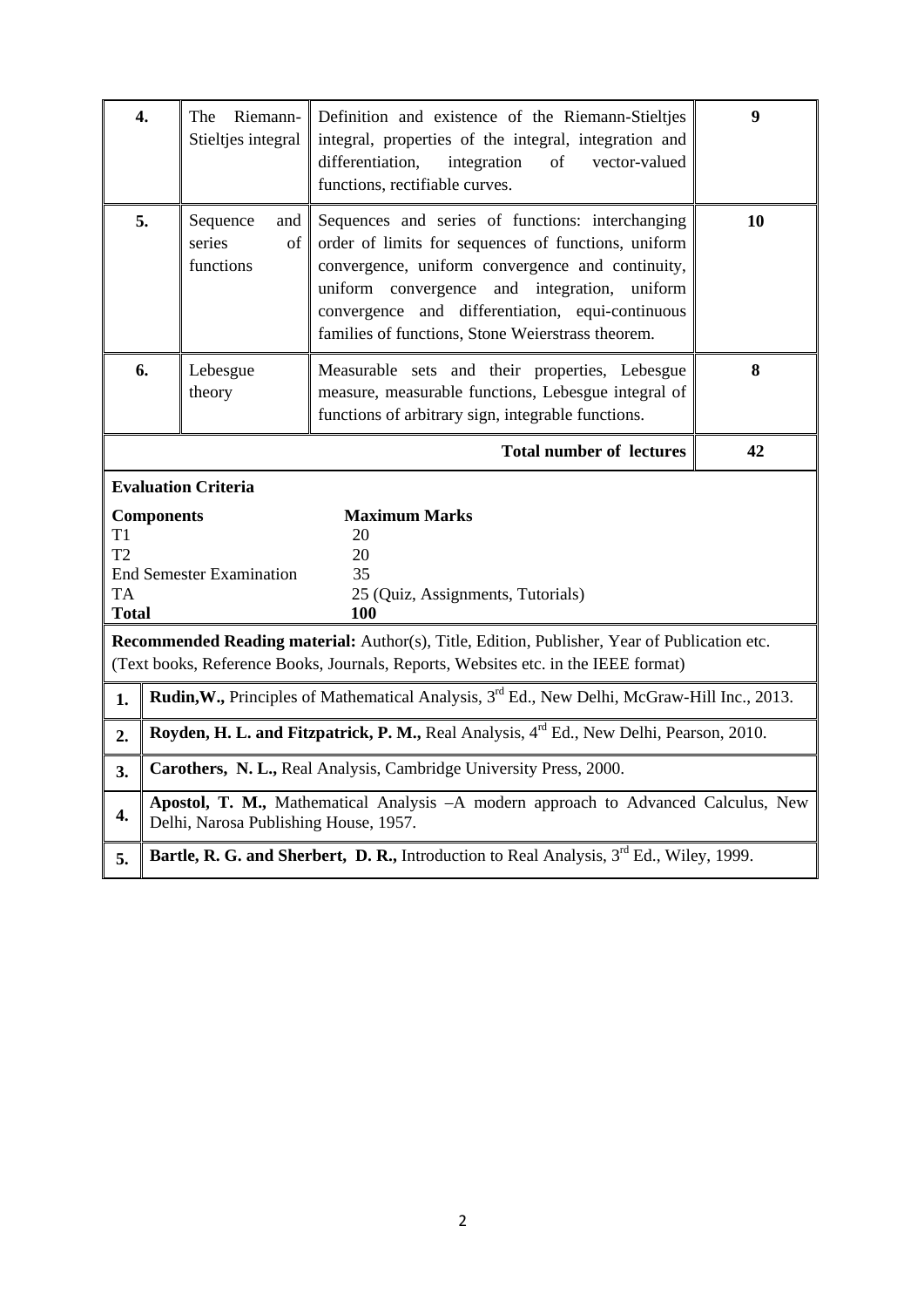| 4. | The Riemann-Stieltjes integral | Definition and existence of the Riemann-Stieltjes integral, properties of the integral, integration and differentiation, integration of vector-valued functions, rectifiable curves. | 9 |
|---|---|---|---|
| 5. | Sequence and series of functions | Sequences and series of functions: interchanging order of limits for sequences of functions, uniform convergence, uniform convergence and continuity, uniform convergence and integration, uniform convergence and differentiation, equi-continuous families of functions, Stone Weierstrass theorem. | 10 |
| 6. | Lebesgue theory | Measurable sets and their properties, Lebesgue measure, measurable functions, Lebesgue integral of functions of arbitrary sign, integrable functions. | 8 |
| | | **Total number of lectures** | **42** |

**Evaluation Criteria**

| **Components** | **Maximum Marks** |
|---|---|
| T1 | 20 |
| T2 | 20 |
| End Semester Examination | 35 |
| TA | 25 (Quiz, Assignments, Tutorials) |
| **Total** | **100** |

**Recommended Reading material:** Author(s), Title, Edition, Publisher, Year of Publication etc. (Text books, Reference Books, Journals, Reports, Websites etc. in the IEEE format)

| | |
|---|---|
| 1. | **Rudin,W.,** Principles of Mathematical Analysis, 3rd Ed., New Delhi, McGraw-Hill Inc., 2013. |
| 2. | **Royden, H. L. and Fitzpatrick, P. M.,** Real Analysis, 4th Ed., New Delhi, Pearson, 2010. |
| 3. | **Carothers, N. L.,** Real Analysis, Cambridge University Press, 2000. |
| 4. | **Apostol, T. M.,** Mathematical Analysis –A modern approach to Advanced Calculus, New Delhi, Narosa Publishing House, 1957. |
| 5. | **Bartle, R. G. and Sherbert, D. R.,** Introduction to Real Analysis, 3rd Ed., Wiley, 1999. |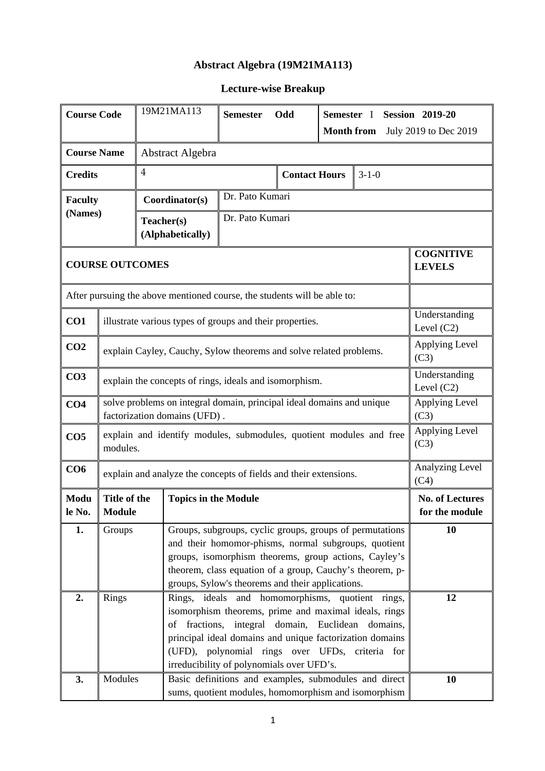# Abstract Algebra (19M21MA113)

## Lecture-wise Breakup

| **Course Code** | 19M21MA113 | **Semester** Odd | **Semester** I **Session** 2019-20 **Month from** July 2019 to Dec 2019 |
|---|---|---|---|
| **Course Name** | Abstract Algebra | | |
| **Credits** | 4 | **Contact Hours** | 3-1-0 |
| **Faculty (Names)** | **Coordinator(s)** | Dr. Pato Kumari | |
| | **Teacher(s) (Alphabetically)** | Dr. Pato Kumari | |

| **COURSE OUTCOMES** | | **COGNITIVE LEVELS** |
|---|---|---|
| After pursuing the above mentioned course, the students will be able to: | | |
| **CO1** | illustrate various types of groups and their properties. | Understanding Level (C2) |
| **CO2** | explain Cayley, Cauchy, Sylow theorems and solve related problems. | Applying Level (C3) |
| **CO3** | explain the concepts of rings, ideals and isomorphism. | Understanding Level (C2) |
| **CO4** | solve problems on integral domain, principal ideal domains and unique factorization domains (UFD) . | Applying Level (C3) |
| **CO5** | explain and identify modules, submodules, quotient modules and free modules. | Applying Level (C3) |
| **CO6** | explain and analyze the concepts of fields and their extensions. | Analyzing Level (C4) |

| **Module No.** | **Title of the Module** | **Topics in the Module** | **No. of Lectures for the module** |
|---|---|---|---|
| **1.** | Groups | Groups, subgroups, cyclic groups, groups of permutations and their homomor-phisms, normal subgroups, quotient groups, isomorphism theorems, group actions, Cayley's theorem, class equation of a group, Cauchy's theorem, p-groups, Sylow's theorems and their applications. | **10** |
| **2.** | Rings | Rings, ideals and homomorphisms, quotient rings, isomorphism theorems, prime and maximal ideals, rings of fractions, integral domain, Euclidean domains, principal ideal domains and unique factorization domains (UFD), polynomial rings over UFDs, criteria for irreducibility of polynomials over UFD's. | **12** |
| **3.** | Modules | Basic definitions and examples, submodules and direct sums, quotient modules, homomorphism and isomorphism | **10** |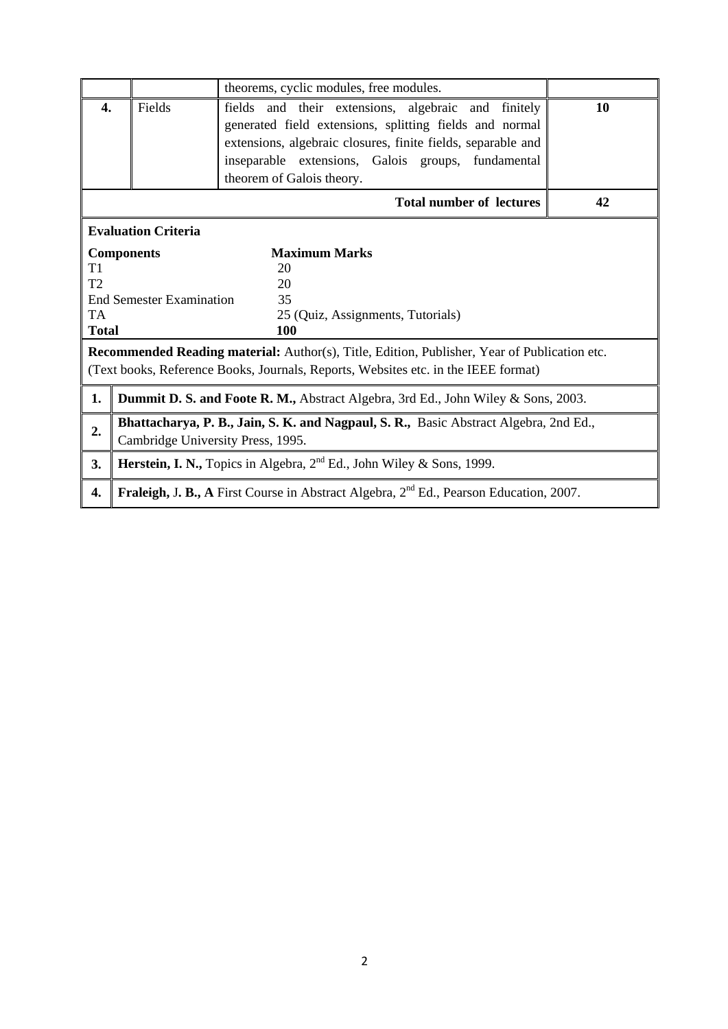|  |  | theorems, cyclic modules, free modules. |  |
|---|---|---|---|
| **4.** | Fields | fields and their extensions, algebraic and finitely generated field extensions, splitting fields and normal extensions, algebraic closures, finite fields, separable and inseparable extensions, Galois groups, fundamental theorem of Galois theory. | **10** |
|  |  | **Total number of lectures** | **42** |

**Evaluation Criteria**

| **Components** | **Maximum Marks** |
|---|---|
| T1 | 20 |
| T2 | 20 |
| End Semester Examination | 35 |
| TA | 25 (Quiz, Assignments, Tutorials) |
| **Total** | **100** |

**Recommended Reading material:** Author(s), Title, Edition, Publisher, Year of Publication etc. (Text books, Reference Books, Journals, Reports, Websites etc. in the IEEE format)

| | |
|---|---|
| **1.** | **Dummit D. S. and Foote R. M.,** Abstract Algebra, 3rd Ed., John Wiley & Sons, 2003. |
| **2.** | **Bhattacharya, P. B., Jain, S. K. and Nagpaul, S. R.,** Basic Abstract Algebra, 2nd Ed., Cambridge University Press, 1995. |
| **3.** | **Herstein, I. N.,** Topics in Algebra, 2nd Ed., John Wiley & Sons, 1999. |
| **4.** | **Fraleigh,** J**. B., A** First Course in Abstract Algebra, 2nd Ed., Pearson Education, 2007. |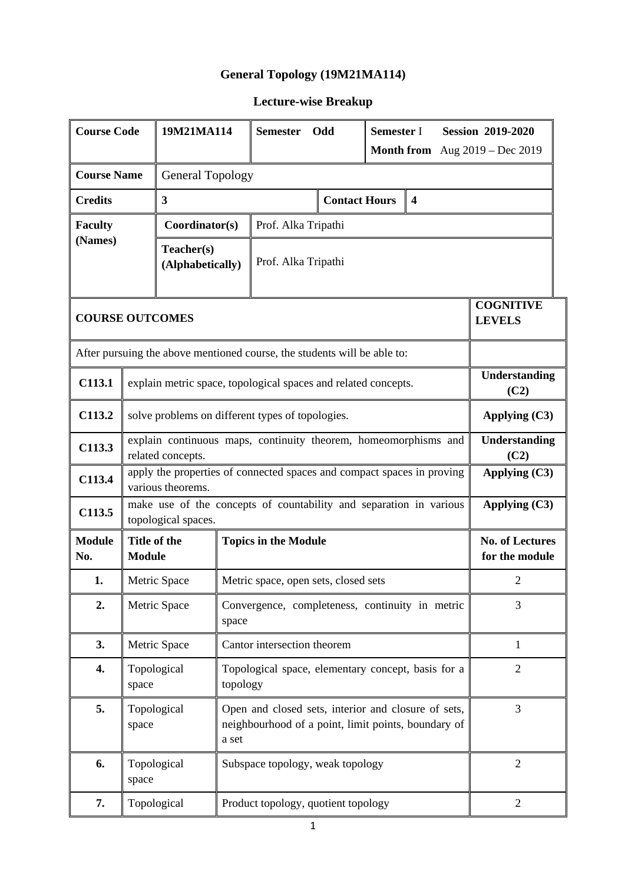# General Topology (19M21MA114)

## Lecture-wise Breakup

| Course Code | 19M21MA114 | Semester Odd | Semester I Session 2019-2020 Month from Aug 2019 – Dec 2019 |
|---|---|---|---|
| **Course Name** | General Topology | | |
| **Credits** | 3 | **Contact Hours** | 4 |
| **Faculty (Names)** | **Coordinator(s)** | Prof. Alka Tripathi | |
| | **Teacher(s) (Alphabetically)** | Prof. Alka Tripathi | |

| COURSE OUTCOMES | | COGNITIVE LEVELS |
|---|---|---|
| After pursuing the above mentioned course, the students will be able to: | | |
| **C113.1** | explain metric space, topological spaces and related concepts. | **Understanding (C2)** |
| **C113.2** | solve problems on different types of topologies. | **Applying (C3)** |
| **C113.3** | explain continuous maps, continuity theorem, homeomorphisms and related concepts. | **Understanding (C2)** |
| **C113.4** | apply the properties of connected spaces and compact spaces in proving various theorems. | **Applying (C3)** |
| **C113.5** | make use of the concepts of countability and separation in various topological spaces. | **Applying (C3)** |

| Module No. | Title of the Module | Topics in the Module | No. of Lectures for the module |
|---|---|---|---|
| **1.** | Metric Space | Metric space, open sets, closed sets | 2 |
| **2.** | Metric Space | Convergence, completeness, continuity in metric space | 3 |
| **3.** | Metric Space | Cantor intersection theorem | 1 |
| **4.** | Topological space | Topological space, elementary concept, basis for a topology | 2 |
| **5.** | Topological space | Open and closed sets, interior and closure of sets, neighbourhood of a point, limit points, boundary of a set | 3 |
| **6.** | Topological space | Subspace topology, weak topology | 2 |
| **7.** | Topological | Product topology, quotient topology | 2 |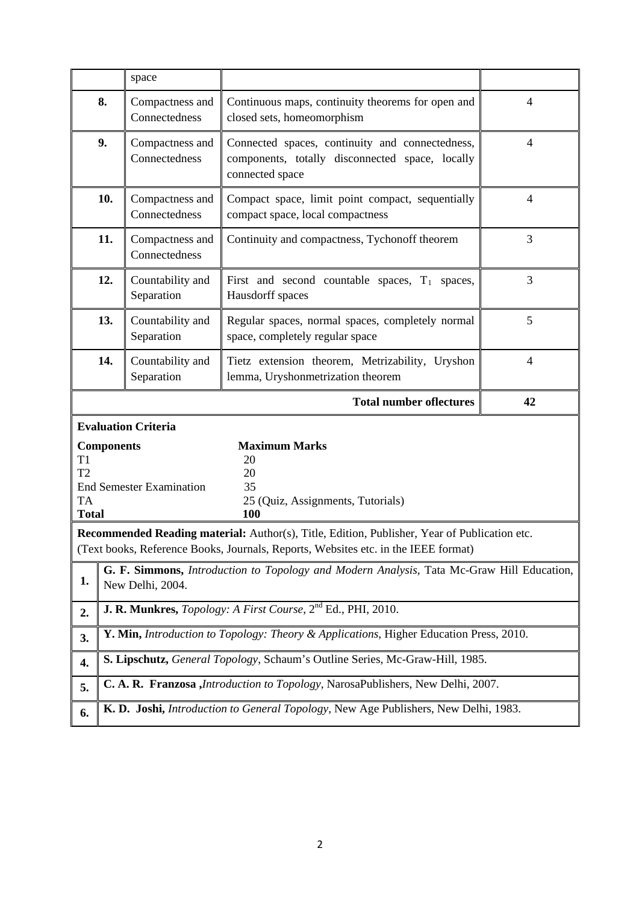| | | | |
|---|---|---|---|
| | space | | |
| **8.** | Compactness and Connectedness | Continuous maps, continuity theorems for open and closed sets, homeomorphism | 4 |
| **9.** | Compactness and Connectedness | Connected spaces, continuity and connectedness, components, totally disconnected space, locally connected space | 4 |
| **10.** | Compactness and Connectedness | Compact space, limit point compact, sequentially compact space, local compactness | 4 |
| **11.** | Compactness and Connectedness | Continuity and compactness, Tychonoff theorem | 3 |
| **12.** | Countability and Separation | First and second countable spaces, $T_1$ spaces, Hausdorff spaces | 3 |
| **13.** | Countability and Separation | Regular spaces, normal spaces, completely normal space, completely regular space | 5 |
| **14.** | Countability and Separation | Tietz extension theorem, Metrizability, Uryshon lemma, Uryshonmetrization theorem | 4 |
| | | **Total number oflectures** | **42** |

**Evaluation Criteria**

| **Components** | **Maximum Marks** |
|---|---|
| T1 | 20 |
| T2 | 20 |
| End Semester Examination | 35 |
| TA | 25 (Quiz, Assignments, Tutorials) |
| **Total** | **100** |

**Recommended Reading material:** Author(s), Title, Edition, Publisher, Year of Publication etc. (Text books, Reference Books, Journals, Reports, Websites etc. in the IEEE format)

| | |
|---|---|
| **1.** | **G. F. Simmons,** *Introduction to Topology and Modern Analysis*, Tata Mc-Graw Hill Education, New Delhi, 2004. |
| **2.** | **J. R. Munkres,** *Topology: A First Course*, 2nd Ed., PHI, 2010. |
| **3.** | **Y. Min,** *Introduction to Topology: Theory & Applications*, Higher Education Press, 2010. |
| **4.** | **S. Lipschutz,** *General Topology*, Schaum's Outline Series, Mc-Graw-Hill, 1985. |
| **5.** | **C. A. R. Franzosa ,***Introduction to Topology*, NarosaPublishers, New Delhi, 2007. |
| **6.** | **K. D. Joshi,** *Introduction to General Topology*, New Age Publishers, New Delhi, 1983. |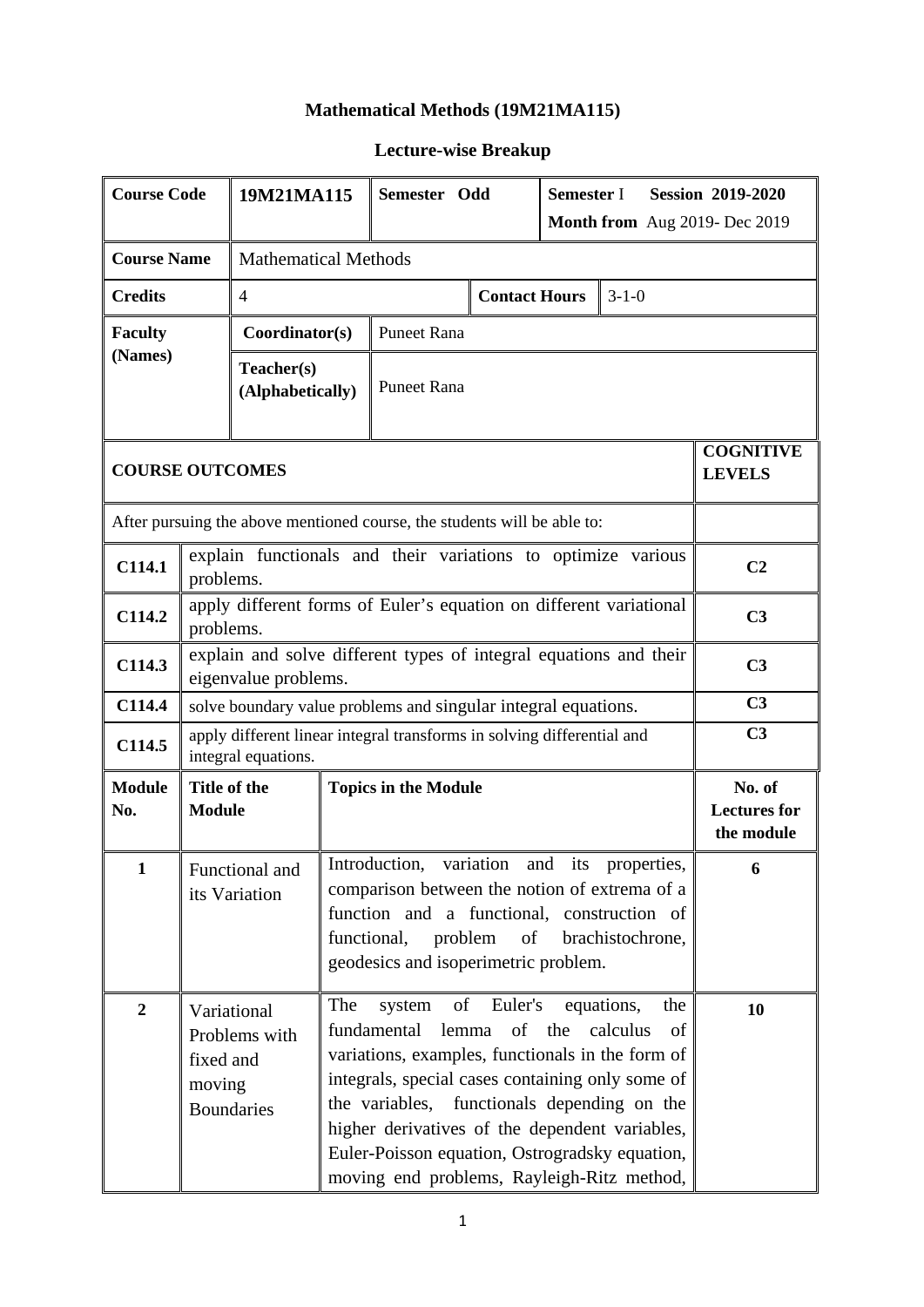# Mathematical Methods (19M21MA115)

## Lecture-wise Breakup

| Course Code | 19M21MA115 | Semester Odd | Semester I Session 2019-2020 Month from Aug 2019- Dec 2019 |
|---|---|---|---|
| Course Name | Mathematical Methods | | |
| Credits | 4 | Contact Hours | 3-1-0 |
| Faculty (Names) | Coordinator(s) | Puneet Rana | |
| | Teacher(s) (Alphabetically) | Puneet Rana | |

| COURSE OUTCOMES | | COGNITIVE LEVELS |
|---|---|---|
| After pursuing the above mentioned course, the students will be able to: | | |
| C114.1 | explain functionals and their variations to optimize various problems. | C2 |
| C114.2 | apply different forms of Euler's equation on different variational problems. | C3 |
| C114.3 | explain and solve different types of integral equations and their eigenvalue problems. | C3 |
| C114.4 | solve boundary value problems and singular integral equations. | C3 |
| C114.5 | apply different linear integral transforms in solving differential and integral equations. | C3 |

| Module No. | Title of the Module | Topics in the Module | No. of Lectures for the module |
|---|---|---|---|
| 1 | Functional and its Variation | Introduction, variation and its properties, comparison between the notion of extrema of a function and a functional, construction of functional, problem of brachistochrone, geodesics and isoperimetric problem. | 6 |
| 2 | Variational Problems with fixed and moving Boundaries | The system of Euler's equations, the fundamental lemma of the calculus of variations, examples, functionals in the form of integrals, special cases containing only some of the variables, functionals depending on the higher derivatives of the dependent variables, Euler-Poisson equation, Ostrogradsky equation, moving end problems, Rayleigh-Ritz method, | 10 |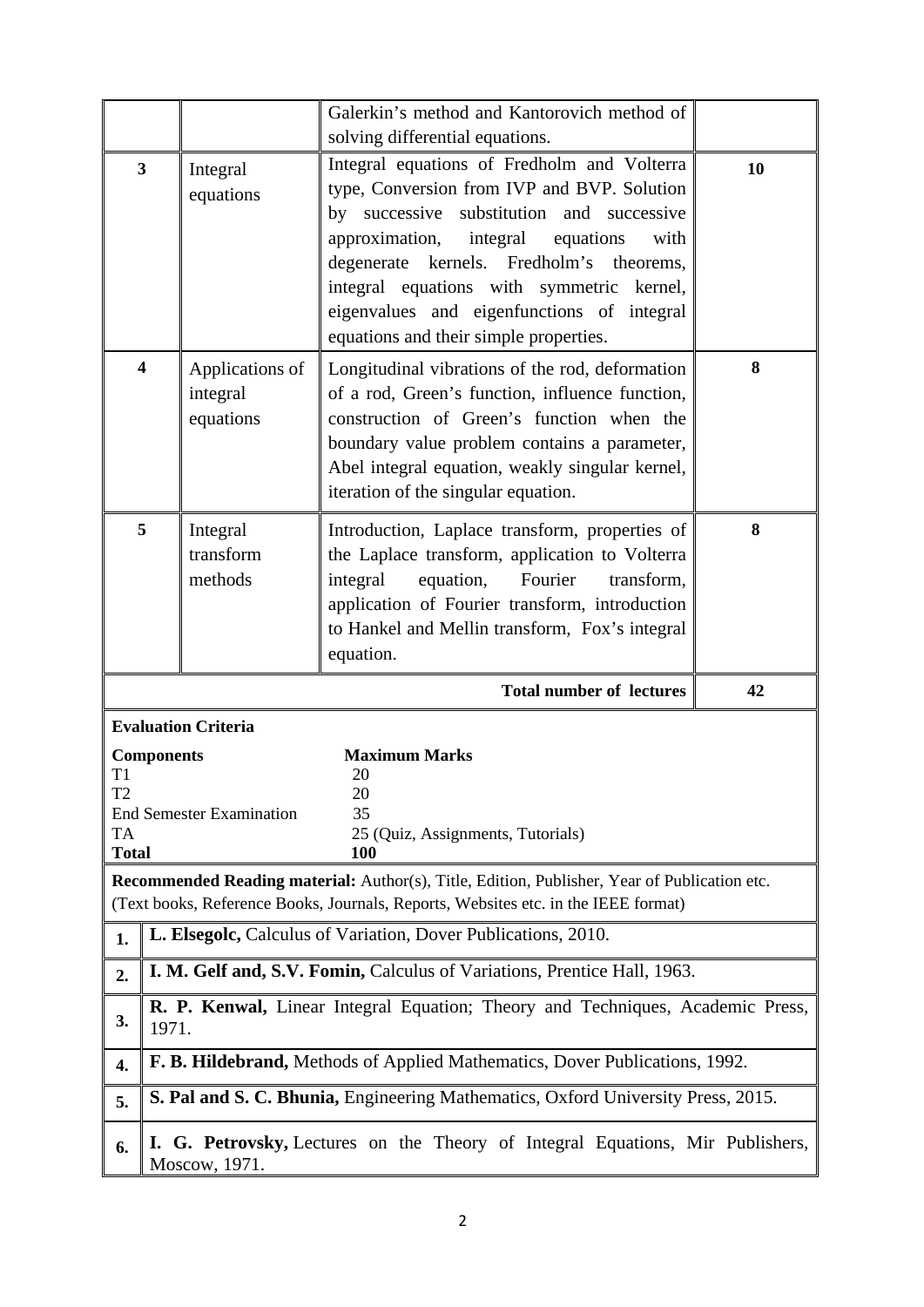|  |  | Galerkin's method and Kantorovich method of solving differential equations. |  |
|---|---|---|---|
| **3** | Integral equations | Integral equations of Fredholm and Volterra type, Conversion from IVP and BVP. Solution by successive substitution and successive approximation, integral equations with degenerate kernels. Fredholm's theorems, integral equations with symmetric kernel, eigenvalues and eigenfunctions of integral equations and their simple properties. | **10** |
| **4** | Applications of integral equations | Longitudinal vibrations of the rod, deformation of a rod, Green's function, influence function, construction of Green's function when the boundary value problem contains a parameter, Abel integral equation, weakly singular kernel, iteration of the singular equation. | **8** |
| **5** | Integral transform methods | Introduction, Laplace transform, properties of the Laplace transform, application to Volterra integral equation, Fourier transform, application of Fourier transform, introduction to Hankel and Mellin transform, Fox's integral equation. | **8** |
|  |  | **Total number of lectures** | **42** |

**Evaluation Criteria**

| **Components** | **Maximum Marks** |
|---|---|
| T1 | 20 |
| T2 | 20 |
| End Semester Examination | 35 |
| TA | 25 (Quiz, Assignments, Tutorials) |
| **Total** | **100** |

**Recommended Reading material:** Author(s), Title, Edition, Publisher, Year of Publication etc. (Text books, Reference Books, Journals, Reports, Websites etc. in the IEEE format)

| | |
|---|---|
| **1.** | **L. Elsegolc,** Calculus of Variation, Dover Publications, 2010. |
| **2.** | **I. M. Gelf and, S.V. Fomin,** Calculus of Variations, Prentice Hall, 1963. |
| **3.** | **R. P. Kenwal,** Linear Integral Equation; Theory and Techniques, Academic Press, 1971. |
| **4.** | **F. B. Hildebrand,** Methods of Applied Mathematics, Dover Publications, 1992. |
| **5.** | **S. Pal and S. C. Bhunia,** Engineering Mathematics, Oxford University Press, 2015. |
| **6.** | **I. G. Petrovsky,** Lectures on the Theory of Integral Equations, Mir Publishers, Moscow, 1971. |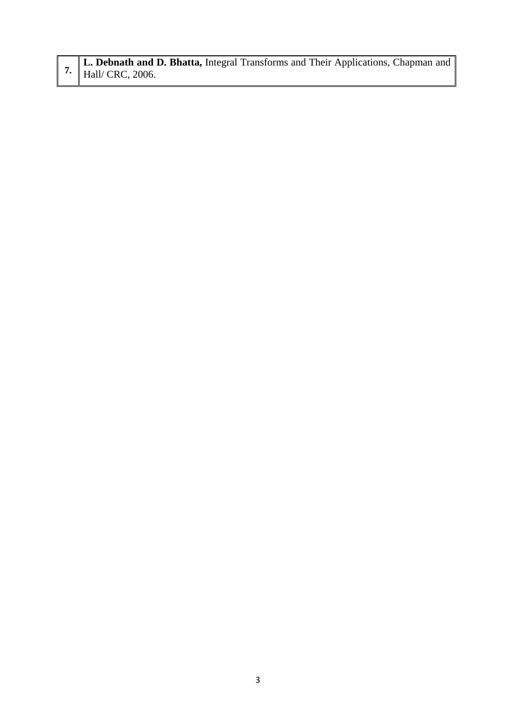| | |
|---|---|
| **7.** | **L. Debnath and D. Bhatta,** Integral Transforms and Their Applications, Chapman and Hall/ CRC, 2006. |